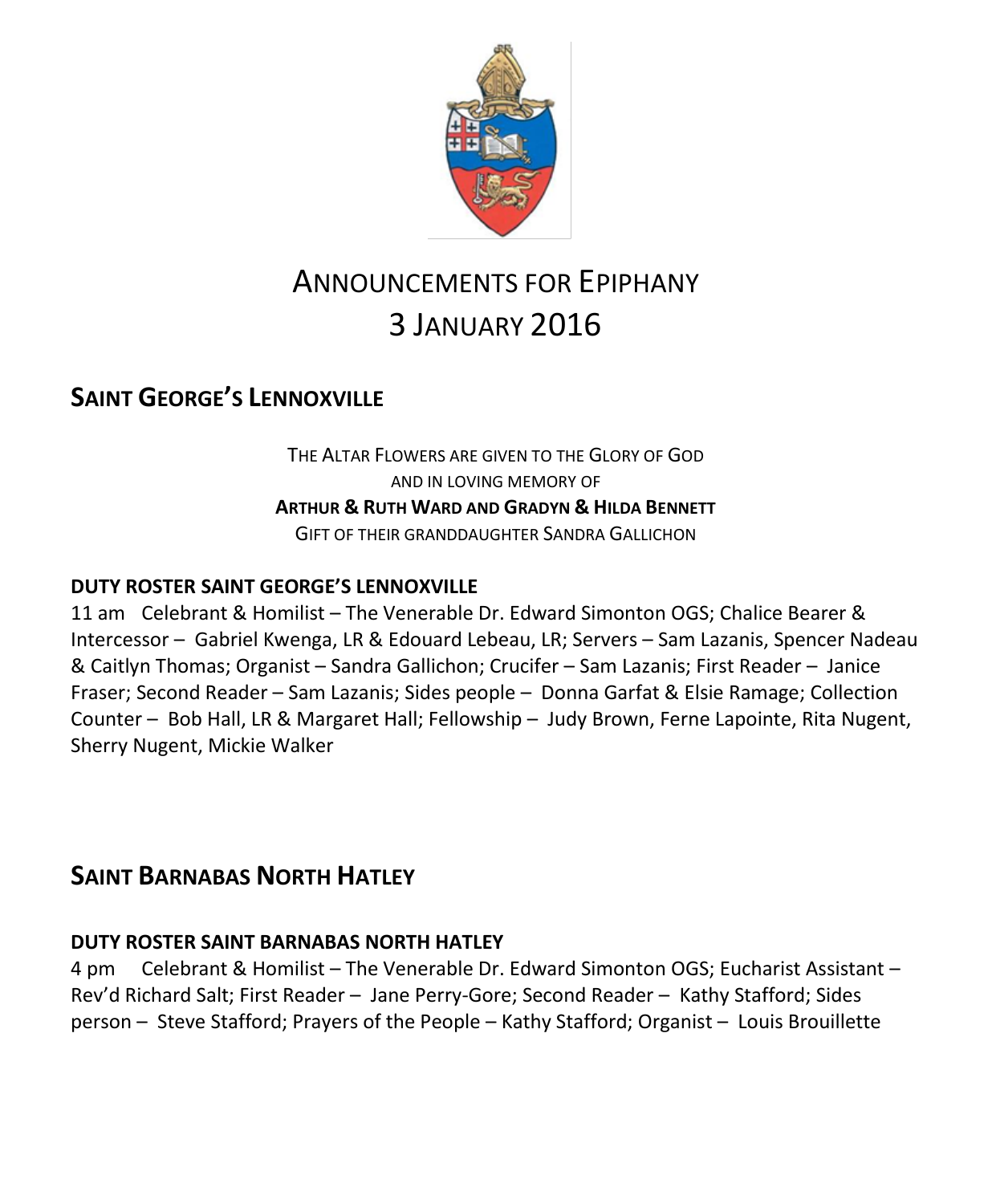# Announcements for Epiphany 3 January 2016

## Saint George's Lennoxville

THE ALTAR FLOWERS ARE GIVEN TO THE GLORY OF GOD
AND IN LOVING MEMORY OF
**ARTHUR & RUTH WARD AND GRADYN & HILDA BENNETT**
GIFT OF THEIR GRANDDAUGHTER SANDRA GALLICHON

### DUTY ROSTER SAINT GEORGE'S LENNOXVILLE

11 am Celebrant & Homilist – The Venerable Dr. Edward Simonton OGS; Chalice Bearer & Intercessor – Gabriel Kwenga, LR & Edouard Lebeau, LR; Servers – Sam Lazanis, Spencer Nadeau & Caitlyn Thomas; Organist – Sandra Gallichon; Crucifer – Sam Lazanis; First Reader – Janice Fraser; Second Reader – Sam Lazanis; Sides people – Donna Garfat & Elsie Ramage; Collection Counter – Bob Hall, LR & Margaret Hall; Fellowship – Judy Brown, Ferne Lapointe, Rita Nugent, Sherry Nugent, Mickie Walker

## Saint Barnabas North Hatley

### DUTY ROSTER SAINT BARNABAS NORTH HATLEY

4 pm Celebrant & Homilist – The Venerable Dr. Edward Simonton OGS; Eucharist Assistant – Rev'd Richard Salt; First Reader – Jane Perry-Gore; Second Reader – Kathy Stafford; Sides person – Steve Stafford; Prayers of the People – Kathy Stafford; Organist – Louis Brouillette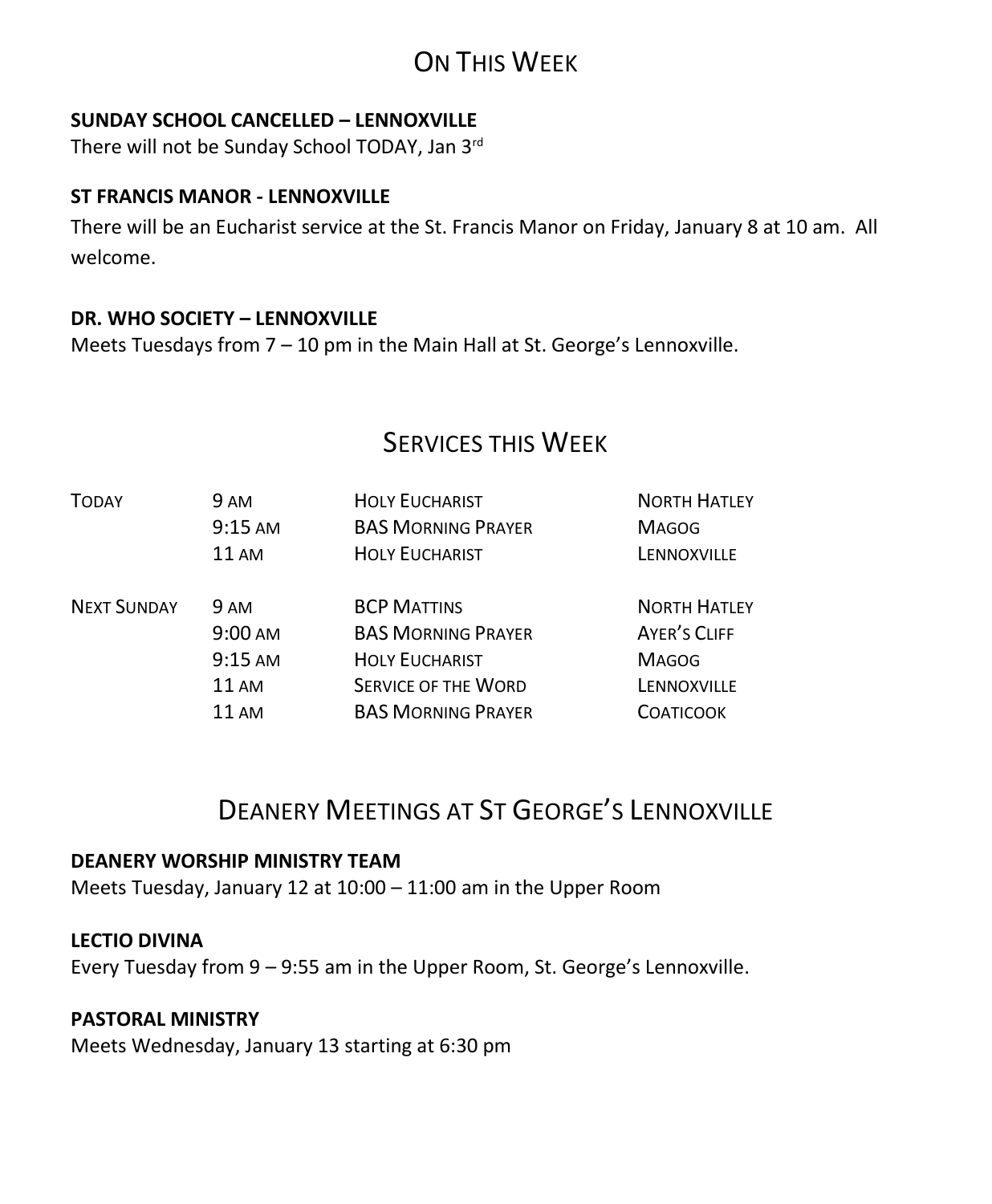## On This Week

**SUNDAY SCHOOL CANCELLED – LENNOXVILLE**
There will not be Sunday School TODAY, Jan 3rd

**ST FRANCIS MANOR - LENNOXVILLE**
There will be an Eucharist service at the St. Francis Manor on Friday, January 8 at 10 am. All welcome.

**DR. WHO SOCIETY – LENNOXVILLE**
Meets Tuesdays from 7 – 10 pm in the Main Hall at St. George's Lennoxville.

## Services this Week

| | | | |
|---|---|---|---|
| Today | 9 am | Holy Eucharist | North Hatley |
| | 9:15 am | BAS Morning Prayer | Magog |
| | 11 am | Holy Eucharist | Lennoxville |
| Next Sunday | 9 am | BCP Mattins | North Hatley |
| | 9:00 am | BAS Morning Prayer | Ayer's Cliff |
| | 9:15 am | Holy Eucharist | Magog |
| | 11 am | Service of the Word | Lennoxville |
| | 11 am | BAS Morning Prayer | Coaticook |

## Deanery Meetings at St George's Lennoxville

**DEANERY WORSHIP MINISTRY TEAM**
Meets Tuesday, January 12 at 10:00 – 11:00 am in the Upper Room

**LECTIO DIVINA**
Every Tuesday from 9 – 9:55 am in the Upper Room, St. George's Lennoxville.

**PASTORAL MINISTRY**
Meets Wednesday, January 13 starting at 6:30 pm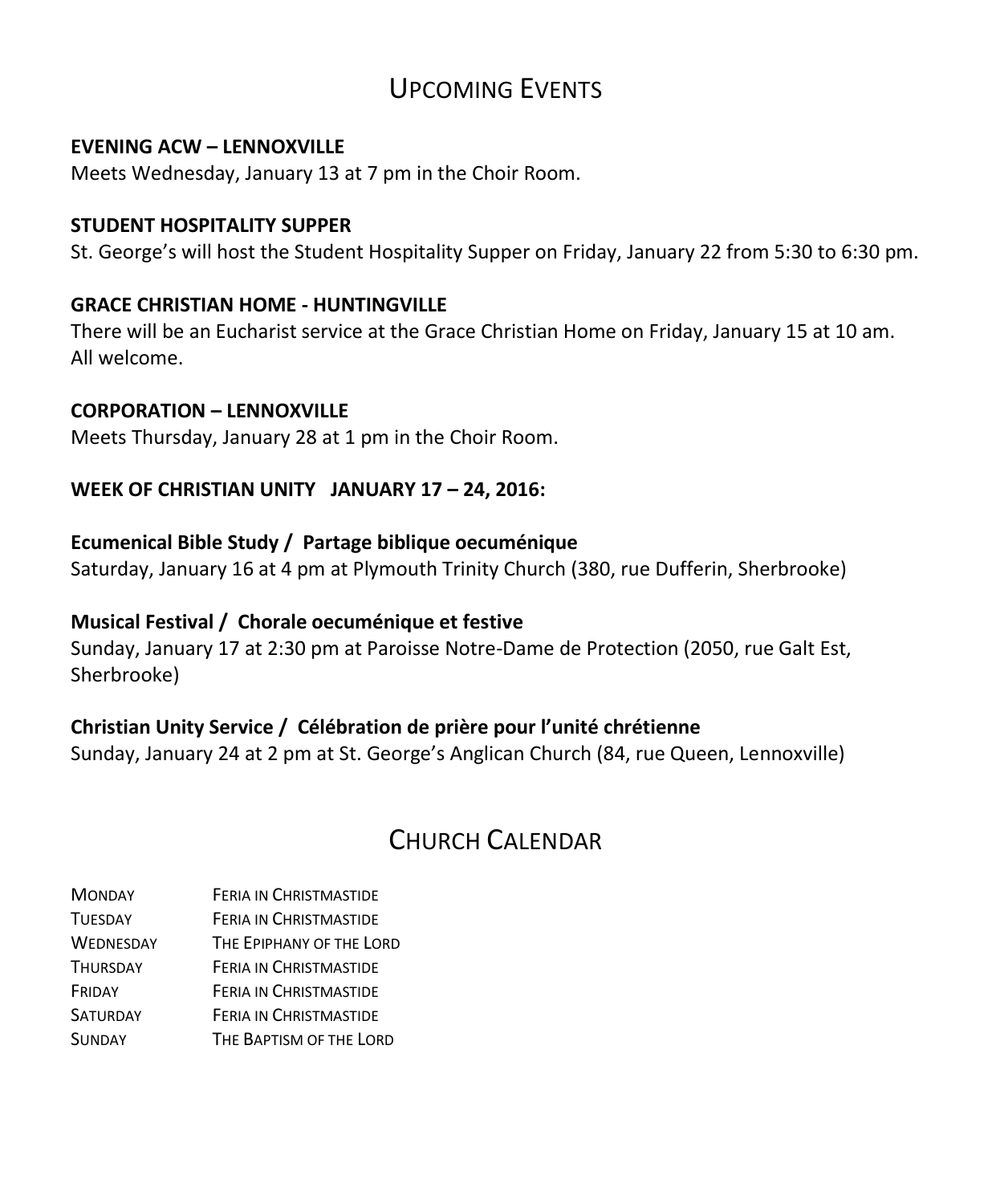# Upcoming Events

**EVENING ACW – LENNOXVILLE**
Meets Wednesday, January 13 at 7 pm in the Choir Room.

**STUDENT HOSPITALITY SUPPER**
St. George's will host the Student Hospitality Supper on Friday, January 22 from 5:30 to 6:30 pm.

**GRACE CHRISTIAN HOME - HUNTINGVILLE**
There will be an Eucharist service at the Grace Christian Home on Friday, January 15 at 10 am. All welcome.

**CORPORATION – LENNOXVILLE**
Meets Thursday, January 28 at 1 pm in the Choir Room.

**WEEK OF CHRISTIAN UNITY JANUARY 17 – 24, 2016:**

**Ecumenical Bible Study / Partage biblique oecuménique**
Saturday, January 16 at 4 pm at Plymouth Trinity Church (380, rue Dufferin, Sherbrooke)

**Musical Festival / Chorale oecuménique et festive**
Sunday, January 17 at 2:30 pm at Paroisse Notre-Dame de Protection (2050, rue Galt Est, Sherbrooke)

**Christian Unity Service / Célébration de prière pour l'unité chrétienne**
Sunday, January 24 at 2 pm at St. George's Anglican Church (84, rue Queen, Lennoxville)

# Church Calendar

| | |
|---|---|
| Monday | Feria in Christmastide |
| Tuesday | Feria in Christmastide |
| Wednesday | The Epiphany of the Lord |
| Thursday | Feria in Christmastide |
| Friday | Feria in Christmastide |
| Saturday | Feria in Christmastide |
| Sunday | The Baptism of the Lord |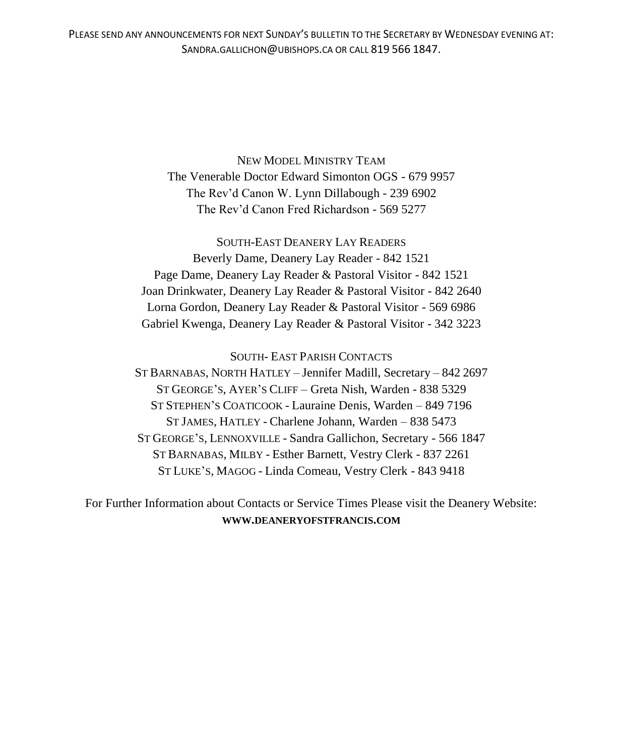PLEASE SEND ANY ANNOUNCEMENTS FOR NEXT SUNDAY'S BULLETIN TO THE SECRETARY BY WEDNESDAY EVENING AT: SANDRA.GALLICHON@UBISHOPS.CA OR CALL 819 566 1847.

NEW MODEL MINISTRY TEAM

The Venerable Doctor Edward Simonton OGS - 679 9957

The Rev'd Canon W. Lynn Dillabough - 239 6902

The Rev'd Canon Fred Richardson - 569 5277

SOUTH-EAST DEANERY LAY READERS

Beverly Dame, Deanery Lay Reader - 842 1521

Page Dame, Deanery Lay Reader & Pastoral Visitor - 842 1521

Joan Drinkwater, Deanery Lay Reader & Pastoral Visitor - 842 2640

Lorna Gordon, Deanery Lay Reader & Pastoral Visitor - 569 6986

Gabriel Kwenga, Deanery Lay Reader & Pastoral Visitor - 342 3223

SOUTH- EAST PARISH CONTACTS

ST BARNABAS, NORTH HATLEY – Jennifer Madill, Secretary – 842 2697

ST GEORGE'S, AYER'S CLIFF – Greta Nish, Warden - 838 5329

ST STEPHEN'S COATICOOK - Lauraine Denis, Warden – 849 7196

ST JAMES, HATLEY - Charlene Johann, Warden – 838 5473

ST GEORGE'S, LENNOXVILLE - Sandra Gallichon, Secretary - 566 1847

ST BARNABAS, MILBY - Esther Barnett, Vestry Clerk - 837 2261

ST LUKE'S, MAGOG - Linda Comeau, Vestry Clerk - 843 9418

For Further Information about Contacts or Service Times Please visit the Deanery Website:

**WWW.DEANERYOFSTFRANCIS.COM**